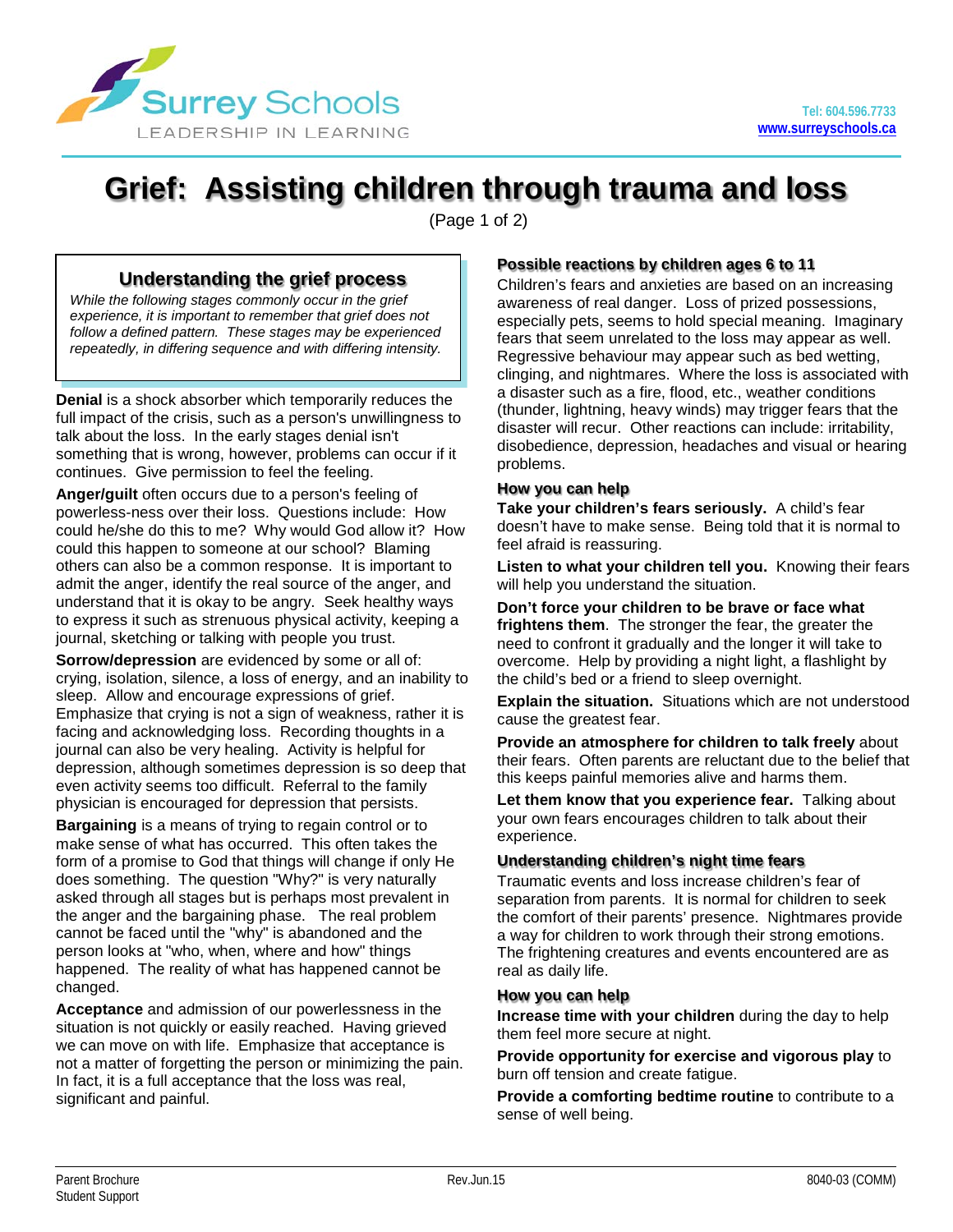# Grief: Assisting children through trauma and loss

(Page 1 of 2)

## Understanding the grief process

*While the following stages commonly occur in the grief experience, it is important to remember that grief does not follow a defined pattern. These stages may be experienced repeatedly, in differing sequence and with differing intensity.*

**Denial** is a shock absorber which temporarily reduces the full impact of the crisis, such as a person's unwillingness to talk about the loss. In the early stages denial isn't something that is wrong, however, problems can occur if it continues. Give permission to feel the feeling.

**Anger/guilt** often occurs due to a person's feeling of powerless-ness over their loss. Questions include: How could he/she do this to me? Why would God allow it? How could this happen to someone at our school? Blaming others can also be a common response. It is important to admit the anger, identify the real source of the anger, and understand that it is okay to be angry. Seek healthy ways to express it such as strenuous physical activity, keeping a journal, sketching or talking with people you trust.

**Sorrow/depression** are evidenced by some or all of: crying, isolation, silence, a loss of energy, and an inability to sleep. Allow and encourage expressions of grief. Emphasize that crying is not a sign of weakness, rather it is facing and acknowledging loss. Recording thoughts in a journal can also be very healing. Activity is helpful for depression, although sometimes depression is so deep that even activity seems too difficult. Referral to the family physician is encouraged for depression that persists.

**Bargaining** is a means of trying to regain control or to make sense of what has occurred. This often takes the form of a promise to God that things will change if only He does something. The question "Why?" is very naturally asked through all stages but is perhaps most prevalent in the anger and the bargaining phase. The real problem cannot be faced until the "why" is abandoned and the person looks at "who, when, where and how" things happened. The reality of what has happened cannot be changed.

**Acceptance** and admission of our powerlessness in the situation is not quickly or easily reached. Having grieved we can move on with life. Emphasize that acceptance is not a matter of forgetting the person or minimizing the pain. In fact, it is a full acceptance that the loss was real, significant and painful.

### Possible reactions by children ages 6 to 11

Children's fears and anxieties are based on an increasing awareness of real danger. Loss of prized possessions, especially pets, seems to hold special meaning. Imaginary fears that seem unrelated to the loss may appear as well. Regressive behaviour may appear such as bed wetting, clinging, and nightmares. Where the loss is associated with a disaster such as a fire, flood, etc., weather conditions (thunder, lightning, heavy winds) may trigger fears that the disaster will recur. Other reactions can include: irritability, disobedience, depression, headaches and visual or hearing problems.

### How you can help

**Take your children's fears seriously.** A child's fear doesn't have to make sense. Being told that it is normal to feel afraid is reassuring.

**Listen to what your children tell you.** Knowing their fears will help you understand the situation.

**Don't force your children to be brave or face what frightens them**. The stronger the fear, the greater the need to confront it gradually and the longer it will take to overcome. Help by providing a night light, a flashlight by the child's bed or a friend to sleep overnight.

**Explain the situation.** Situations which are not understood cause the greatest fear.

**Provide an atmosphere for children to talk freely** about their fears. Often parents are reluctant due to the belief that this keeps painful memories alive and harms them.

**Let them know that you experience fear.** Talking about your own fears encourages children to talk about their experience.

### Understanding children's night time fears

Traumatic events and loss increase children's fear of separation from parents. It is normal for children to seek the comfort of their parents' presence. Nightmares provide a way for children to work through their strong emotions. The frightening creatures and events encountered are as real as daily life.

### How you can help

**Increase time with your children** during the day to help them feel more secure at night.

**Provide opportunity for exercise and vigorous play** to burn off tension and create fatigue.

**Provide a comforting bedtime routine** to contribute to a sense of well being.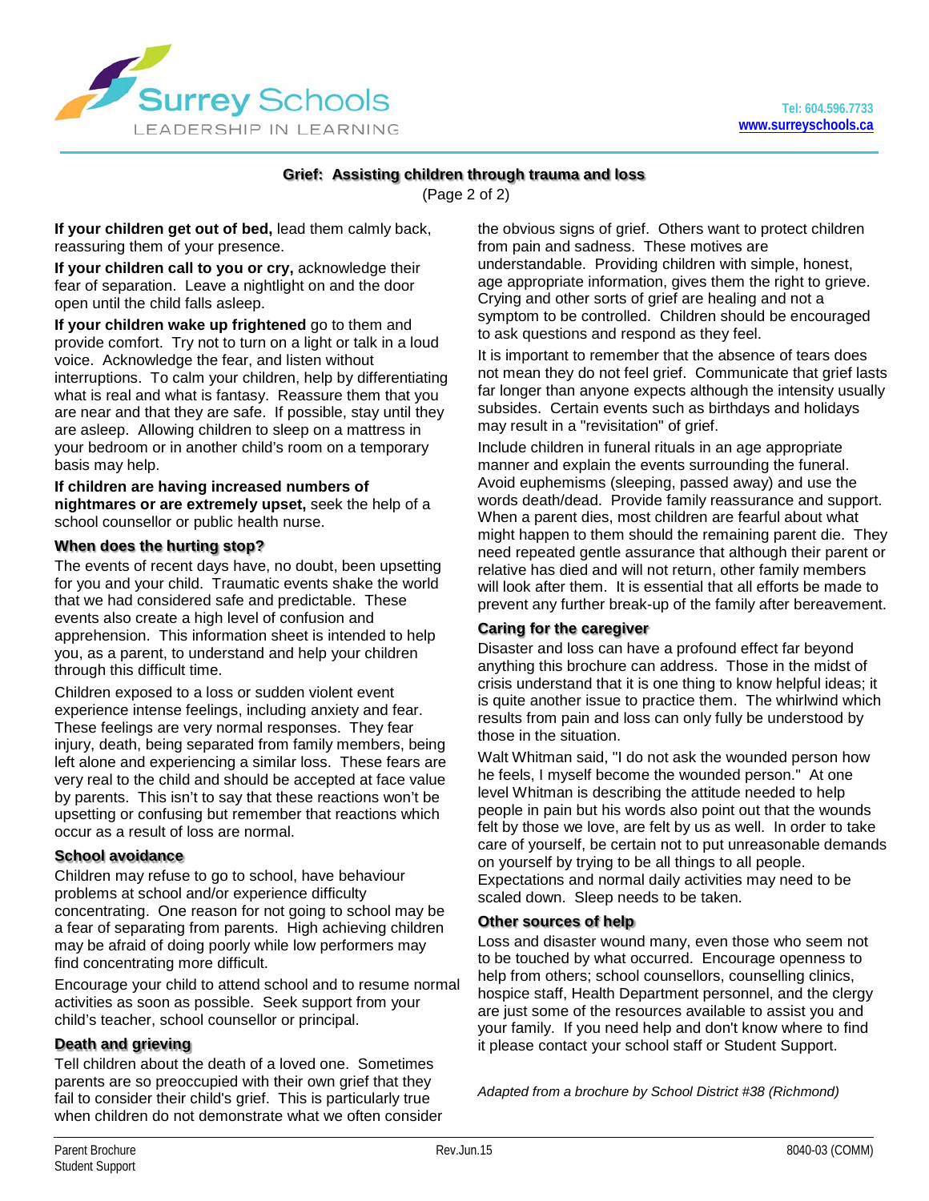## Grief: Assisting children through trauma and loss

(Page 2 of 2)

**If your children get out of bed,** lead them calmly back, reassuring them of your presence.

**If your children call to you or cry,** acknowledge their fear of separation. Leave a nightlight on and the door open until the child falls asleep.

**If your children wake up frightened** go to them and provide comfort. Try not to turn on a light or talk in a loud voice. Acknowledge the fear, and listen without interruptions. To calm your children, help by differentiating what is real and what is fantasy. Reassure them that you are near and that they are safe. If possible, stay until they are asleep. Allowing children to sleep on a mattress in your bedroom or in another child's room on a temporary basis may help.

**If children are having increased numbers of nightmares or are extremely upset,** seek the help of a school counsellor or public health nurse.

### When does the hurting stop?

The events of recent days have, no doubt, been upsetting for you and your child. Traumatic events shake the world that we had considered safe and predictable. These events also create a high level of confusion and apprehension. This information sheet is intended to help you, as a parent, to understand and help your children through this difficult time.

Children exposed to a loss or sudden violent event experience intense feelings, including anxiety and fear. These feelings are very normal responses. They fear injury, death, being separated from family members, being left alone and experiencing a similar loss. These fears are very real to the child and should be accepted at face value by parents. This isn't to say that these reactions won't be upsetting or confusing but remember that reactions which occur as a result of loss are normal.

### School avoidance

Children may refuse to go to school, have behaviour problems at school and/or experience difficulty concentrating. One reason for not going to school may be a fear of separating from parents. High achieving children may be afraid of doing poorly while low performers may find concentrating more difficult.

Encourage your child to attend school and to resume normal activities as soon as possible. Seek support from your child's teacher, school counsellor or principal.

### Death and grieving

Tell children about the death of a loved one. Sometimes parents are so preoccupied with their own grief that they fail to consider their child's grief. This is particularly true when children do not demonstrate what we often consider the obvious signs of grief. Others want to protect children from pain and sadness. These motives are understandable. Providing children with simple, honest, age appropriate information, gives them the right to grieve. Crying and other sorts of grief are healing and not a symptom to be controlled. Children should be encouraged to ask questions and respond as they feel.

It is important to remember that the absence of tears does not mean they do not feel grief. Communicate that grief lasts far longer than anyone expects although the intensity usually subsides. Certain events such as birthdays and holidays may result in a "revisitation" of grief.

Include children in funeral rituals in an age appropriate manner and explain the events surrounding the funeral. Avoid euphemisms (sleeping, passed away) and use the words death/dead. Provide family reassurance and support. When a parent dies, most children are fearful about what might happen to them should the remaining parent die. They need repeated gentle assurance that although their parent or relative has died and will not return, other family members will look after them. It is essential that all efforts be made to prevent any further break-up of the family after bereavement.

### Caring for the caregiver

Disaster and loss can have a profound effect far beyond anything this brochure can address. Those in the midst of crisis understand that it is one thing to know helpful ideas; it is quite another issue to practice them. The whirlwind which results from pain and loss can only fully be understood by those in the situation.

Walt Whitman said, "I do not ask the wounded person how he feels, I myself become the wounded person." At one level Whitman is describing the attitude needed to help people in pain but his words also point out that the wounds felt by those we love, are felt by us as well. In order to take care of yourself, be certain not to put unreasonable demands on yourself by trying to be all things to all people. Expectations and normal daily activities may need to be scaled down. Sleep needs to be taken.

### Other sources of help

Loss and disaster wound many, even those who seem not to be touched by what occurred. Encourage openness to help from others; school counsellors, counselling clinics, hospice staff, Health Department personnel, and the clergy are just some of the resources available to assist you and your family. If you need help and don't know where to find it please contact your school staff or Student Support.

*Adapted from a brochure by School District #38 (Richmond)*